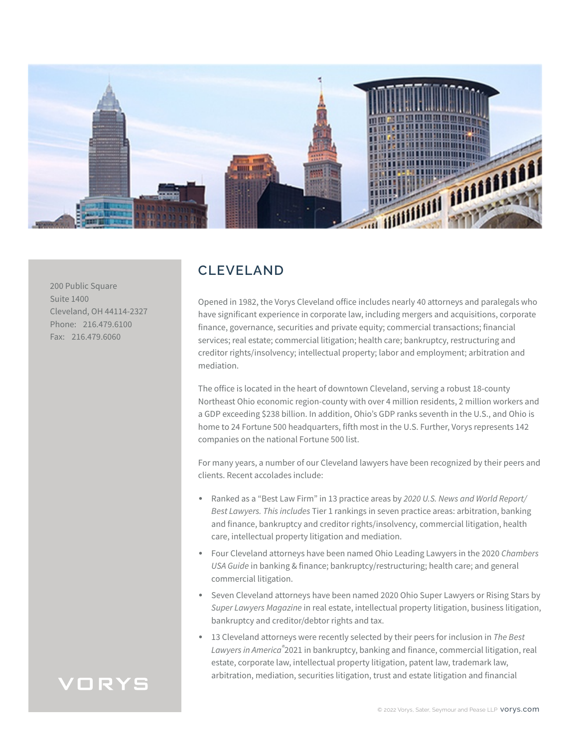# CLEVELAND

200 Public Square
Suite 1400
Cleveland, OH 44114-2327
Phone: 216.479.6100
Fax: 216.479.6060

Opened in 1982, the Vorys Cleveland office includes nearly 40 attorneys and paralegals who have significant experience in corporate law, including mergers and acquisitions, corporate finance, governance, securities and private equity; commercial transactions; financial services; real estate; commercial litigation; health care; bankruptcy, restructuring and creditor rights/insolvency; intellectual property; labor and employment; arbitration and mediation.

The office is located in the heart of downtown Cleveland, serving a robust 18-county Northeast Ohio economic region-county with over 4 million residents, 2 million workers and a GDP exceeding $238 billion. In addition, Ohio's GDP ranks seventh in the U.S., and Ohio is home to 24 Fortune 500 headquarters, fifth most in the U.S. Further, Vorys represents 142 companies on the national Fortune 500 list.

For many years, a number of our Cleveland lawyers have been recognized by their peers and clients. Recent accolades include:

- Ranked as a "Best Law Firm" in 13 practice areas by *2020 U.S. News and World Report/ Best Lawyers. This includes* Tier 1 rankings in seven practice areas: arbitration, banking and finance, bankruptcy and creditor rights/insolvency, commercial litigation, health care, intellectual property litigation and mediation.
- Four Cleveland attorneys have been named Ohio Leading Lawyers in the 2020 *Chambers USA Guide* in banking & finance; bankruptcy/restructuring; health care; and general commercial litigation.
- Seven Cleveland attorneys have been named 2020 Ohio Super Lawyers or Rising Stars by *Super Lawyers Magazine* in real estate, intellectual property litigation, business litigation, bankruptcy and creditor/debtor rights and tax.
- 13 Cleveland attorneys were recently selected by their peers for inclusion in *The Best Lawyers in America®* 2021 in bankruptcy, banking and finance, commercial litigation, real estate, corporate law, intellectual property litigation, patent law, trademark law, arbitration, mediation, securities litigation, trust and estate litigation and financial

VORYS

© 2022 Vorys, Sater, Seymour and Pease LLP vorys.com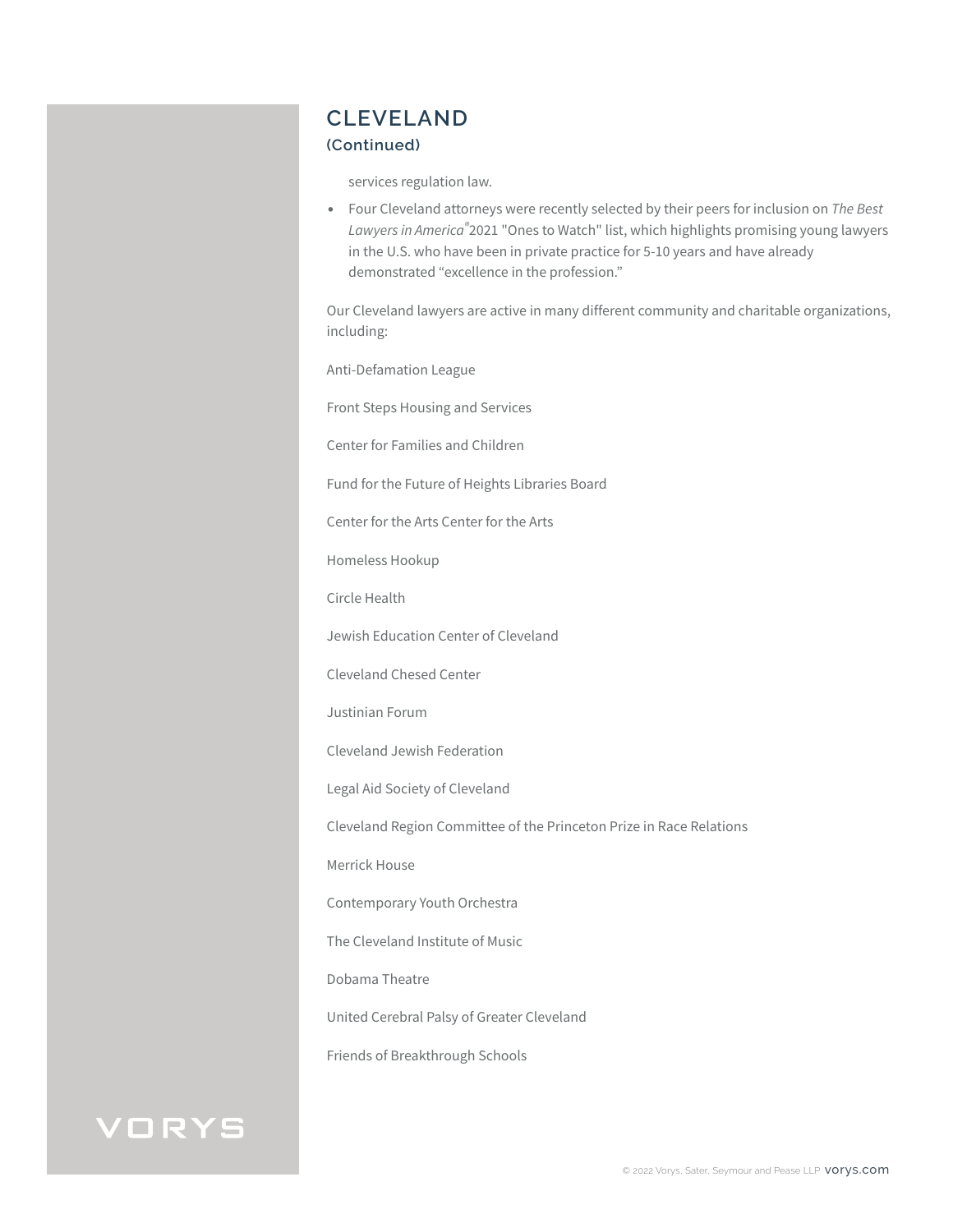## CLEVELAND

### (Continued)

services regulation law.

- Four Cleveland attorneys were recently selected by their peers for inclusion on *The Best Lawyers in America*® 2021 "Ones to Watch" list, which highlights promising young lawyers in the U.S. who have been in private practice for 5-10 years and have already demonstrated “excellence in the profession.”

Our Cleveland lawyers are active in many different community and charitable organizations, including:

Anti-Defamation League

Front Steps Housing and Services

Center for Families and Children

Fund for the Future of Heights Libraries Board

Center for the Arts Center for the Arts

Homeless Hookup

Circle Health

Jewish Education Center of Cleveland

Cleveland Chesed Center

Justinian Forum

Cleveland Jewish Federation

Legal Aid Society of Cleveland

Cleveland Region Committee of the Princeton Prize in Race Relations

Merrick House

Contemporary Youth Orchestra

The Cleveland Institute of Music

Dobama Theatre

United Cerebral Palsy of Greater Cleveland

Friends of Breakthrough Schools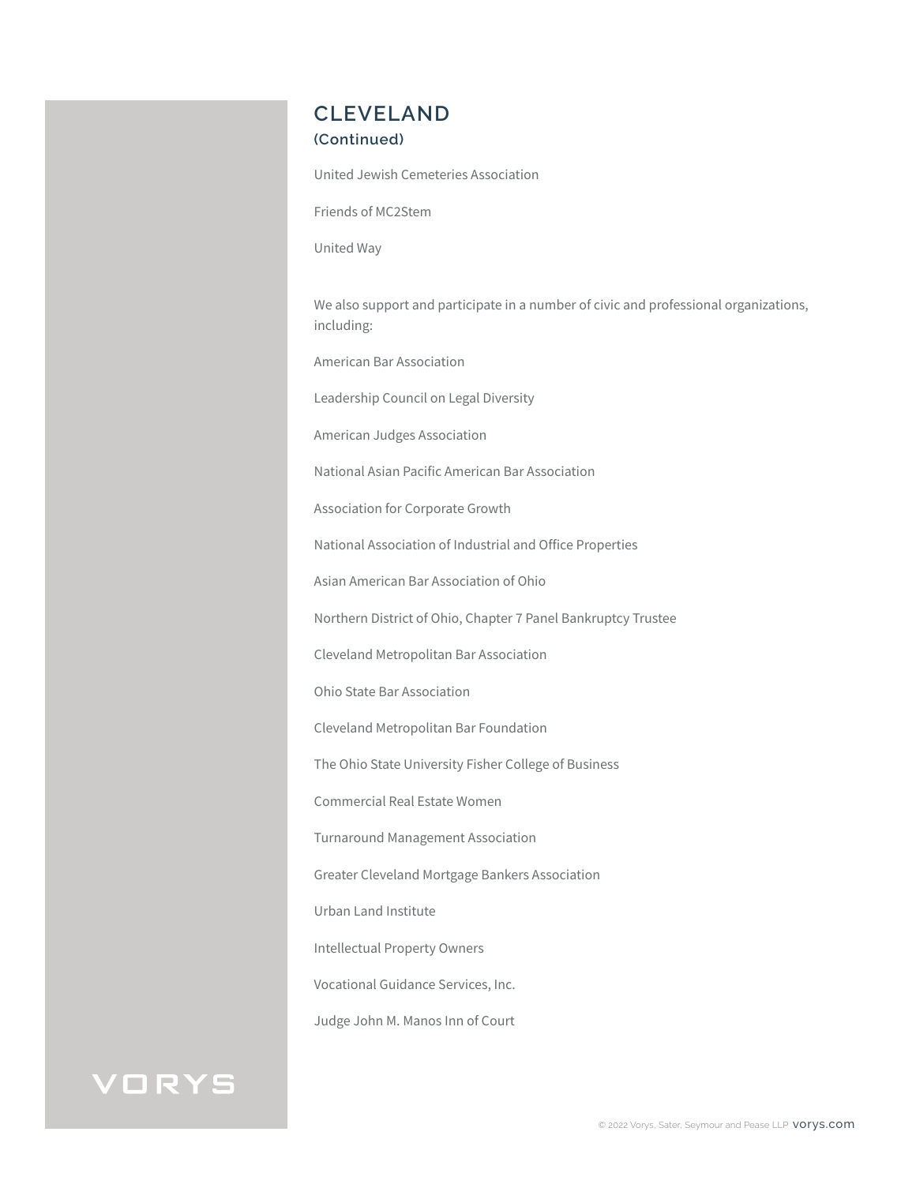## CLEVELAND
### (Continued)

United Jewish Cemeteries Association

Friends of MC2Stem

United Way

We also support and participate in a number of civic and professional organizations, including:

American Bar Association

Leadership Council on Legal Diversity

American Judges Association

National Asian Pacific American Bar Association

Association for Corporate Growth

National Association of Industrial and Office Properties

Asian American Bar Association of Ohio

Northern District of Ohio, Chapter 7 Panel Bankruptcy Trustee

Cleveland Metropolitan Bar Association

Ohio State Bar Association

Cleveland Metropolitan Bar Foundation

The Ohio State University Fisher College of Business

Commercial Real Estate Women

Turnaround Management Association

Greater Cleveland Mortgage Bankers Association

Urban Land Institute

Intellectual Property Owners

Vocational Guidance Services, Inc.

Judge John M. Manos Inn of Court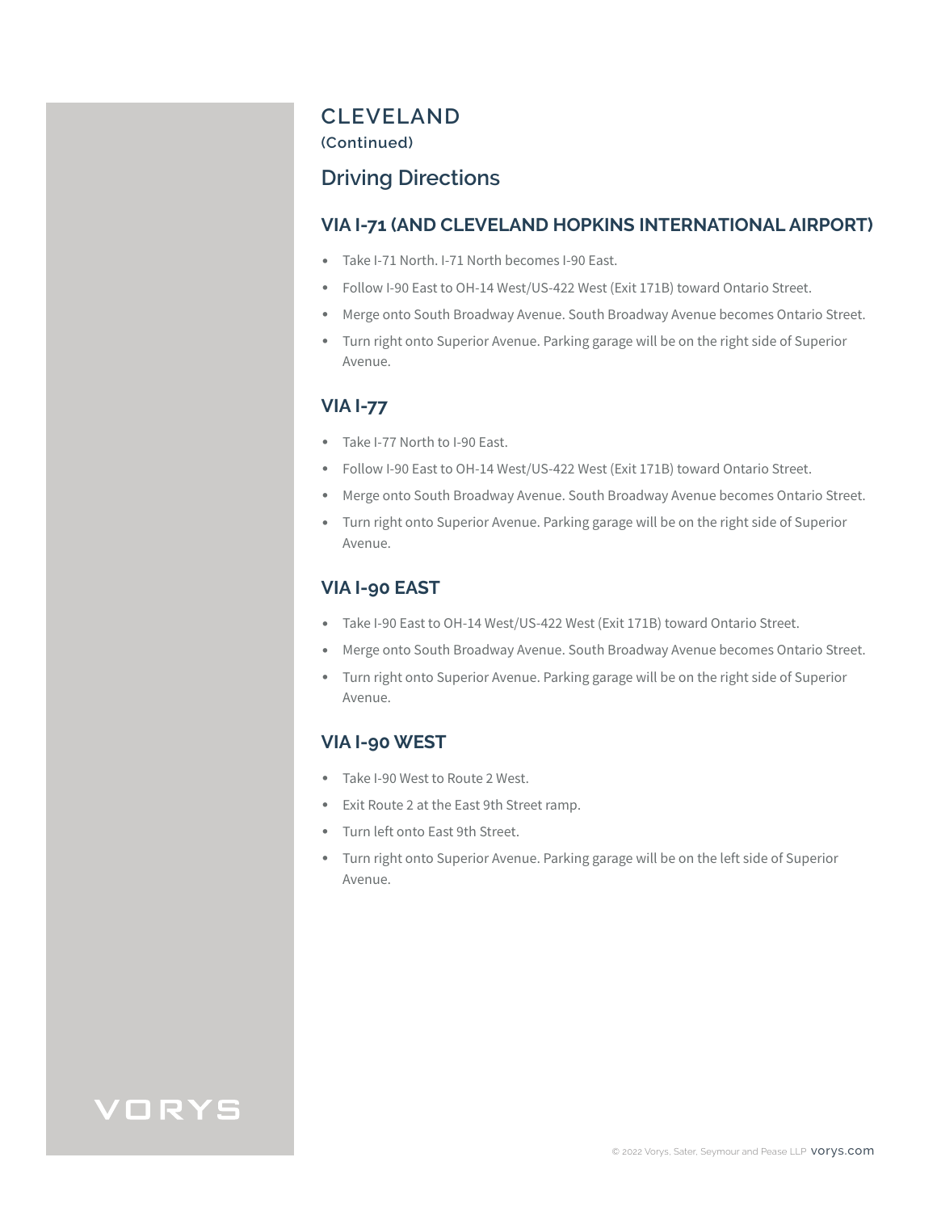# CLEVELAND

**(Continued)**

## Driving Directions

### VIA I-71 (AND CLEVELAND HOPKINS INTERNATIONAL AIRPORT)

- Take I-71 North. I-71 North becomes I-90 East.
- Follow I-90 East to OH-14 West/US-422 West (Exit 171B) toward Ontario Street.
- Merge onto South Broadway Avenue. South Broadway Avenue becomes Ontario Street.
- Turn right onto Superior Avenue. Parking garage will be on the right side of Superior Avenue.

### VIA I-77

- Take I-77 North to I-90 East.
- Follow I-90 East to OH-14 West/US-422 West (Exit 171B) toward Ontario Street.
- Merge onto South Broadway Avenue. South Broadway Avenue becomes Ontario Street.
- Turn right onto Superior Avenue. Parking garage will be on the right side of Superior Avenue.

### VIA I-90 EAST

- Take I-90 East to OH-14 West/US-422 West (Exit 171B) toward Ontario Street.
- Merge onto South Broadway Avenue. South Broadway Avenue becomes Ontario Street.
- Turn right onto Superior Avenue. Parking garage will be on the right side of Superior Avenue.

### VIA I-90 WEST

- Take I-90 West to Route 2 West.
- Exit Route 2 at the East 9th Street ramp.
- Turn left onto East 9th Street.
- Turn right onto Superior Avenue. Parking garage will be on the left side of Superior Avenue.

VORYS

© 2022 Vorys, Sater, Seymour and Pease LLP vorys.com